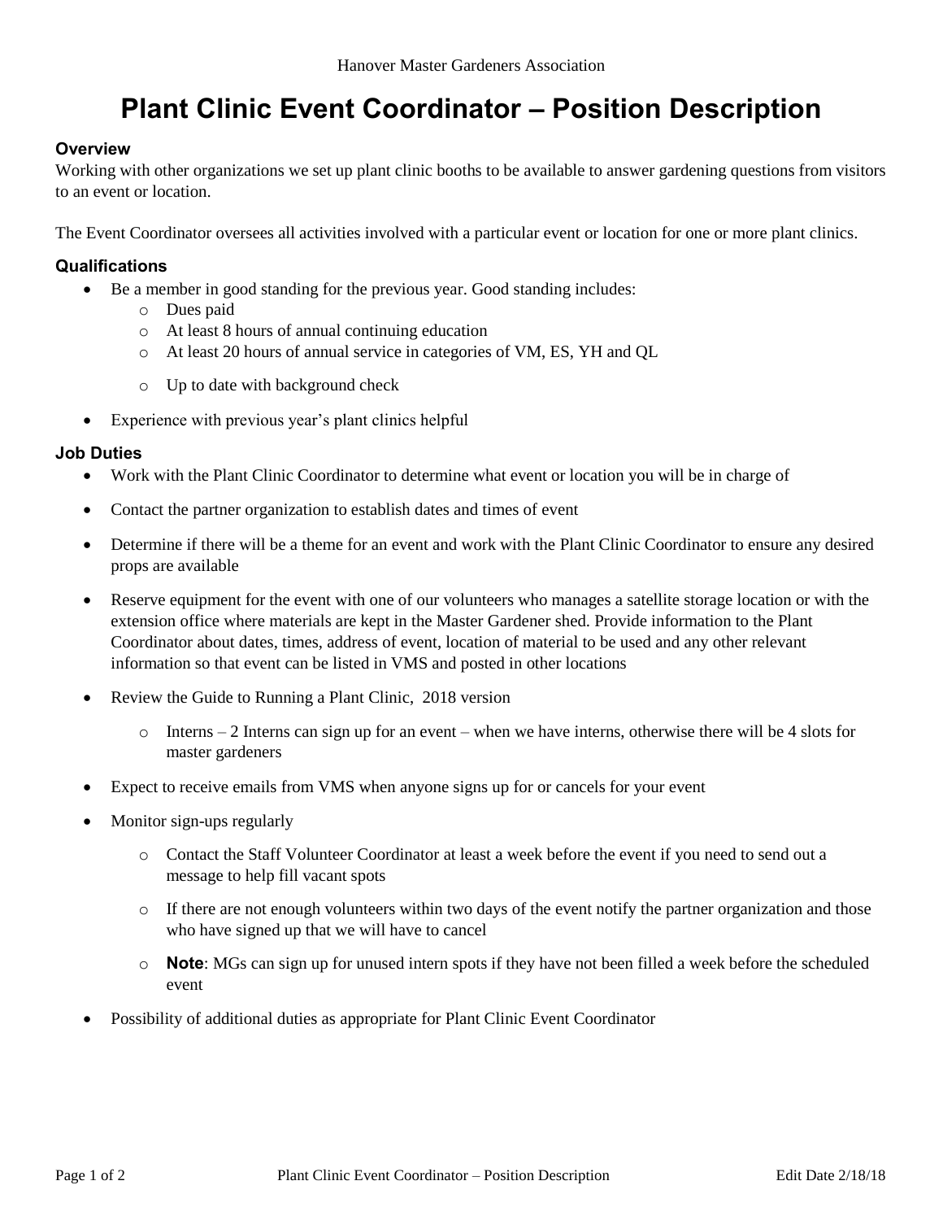Hanover Master Gardeners Association

# Plant Clinic Event Coordinator – Position Description

### Overview

Working with other organizations we set up plant clinic booths to be available to answer gardening questions from visitors to an event or location.

The Event Coordinator oversees all activities involved with a particular event or location for one or more plant clinics.

### Qualifications

- Be a member in good standing for the previous year. Good standing includes:
  - Dues paid
  - At least 8 hours of annual continuing education
  - At least 20 hours of annual service in categories of VM, ES, YH and QL
  - Up to date with background check
- Experience with previous year's plant clinics helpful

### Job Duties

- Work with the Plant Clinic Coordinator to determine what event or location you will be in charge of
- Contact the partner organization to establish dates and times of event
- Determine if there will be a theme for an event and work with the Plant Clinic Coordinator to ensure any desired props are available
- Reserve equipment for the event with one of our volunteers who manages a satellite storage location or with the extension office where materials are kept in the Master Gardener shed. Provide information to the Plant Coordinator about dates, times, address of event, location of material to be used and any other relevant information so that event can be listed in VMS and posted in other locations
- Review the Guide to Running a Plant Clinic, 2018 version
  - Interns – 2 Interns can sign up for an event – when we have interns, otherwise there will be 4 slots for master gardeners
- Expect to receive emails from VMS when anyone signs up for or cancels for your event
- Monitor sign-ups regularly
  - Contact the Staff Volunteer Coordinator at least a week before the event if you need to send out a message to help fill vacant spots
  - If there are not enough volunteers within two days of the event notify the partner organization and those who have signed up that we will have to cancel
  - **Note**: MGs can sign up for unused intern spots if they have not been filled a week before the scheduled event
- Possibility of additional duties as appropriate for Plant Clinic Event Coordinator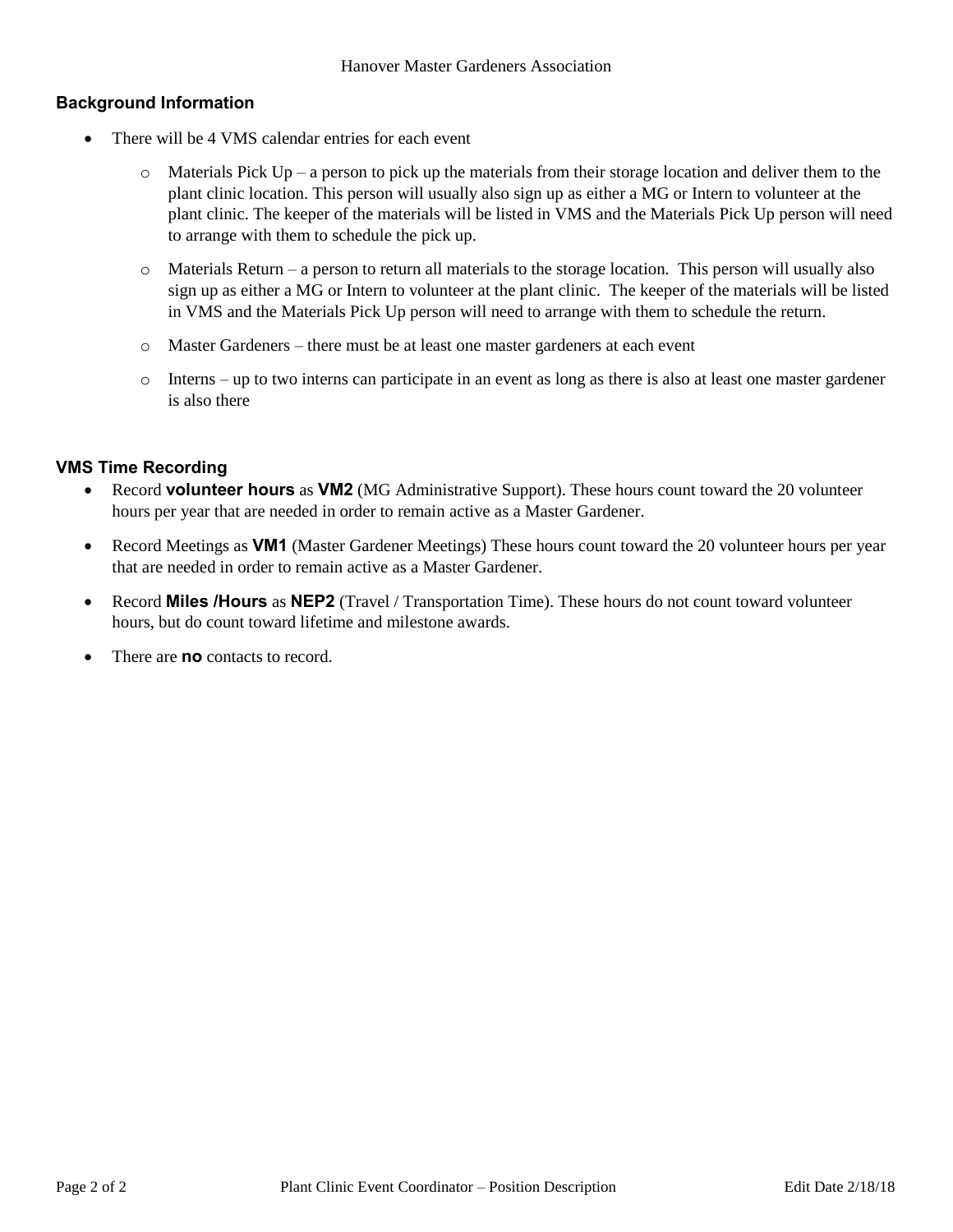## Background Information

- There will be 4 VMS calendar entries for each event
  - Materials Pick Up – a person to pick up the materials from their storage location and deliver them to the plant clinic location. This person will usually also sign up as either a MG or Intern to volunteer at the plant clinic. The keeper of the materials will be listed in VMS and the Materials Pick Up person will need to arrange with them to schedule the pick up.
  - Materials Return – a person to return all materials to the storage location. This person will usually also sign up as either a MG or Intern to volunteer at the plant clinic. The keeper of the materials will be listed in VMS and the Materials Pick Up person will need to arrange with them to schedule the return.
  - Master Gardeners – there must be at least one master gardeners at each event
  - Interns – up to two interns can participate in an event as long as there is also at least one master gardener is also there

## VMS Time Recording

- Record **volunteer hours** as **VM2** (MG Administrative Support). These hours count toward the 20 volunteer hours per year that are needed in order to remain active as a Master Gardener.
- Record Meetings as **VM1** (Master Gardener Meetings) These hours count toward the 20 volunteer hours per year that are needed in order to remain active as a Master Gardener.
- Record **Miles /Hours** as **NEP2** (Travel / Transportation Time). These hours do not count toward volunteer hours, but do count toward lifetime and milestone awards.
- There are **no** contacts to record.